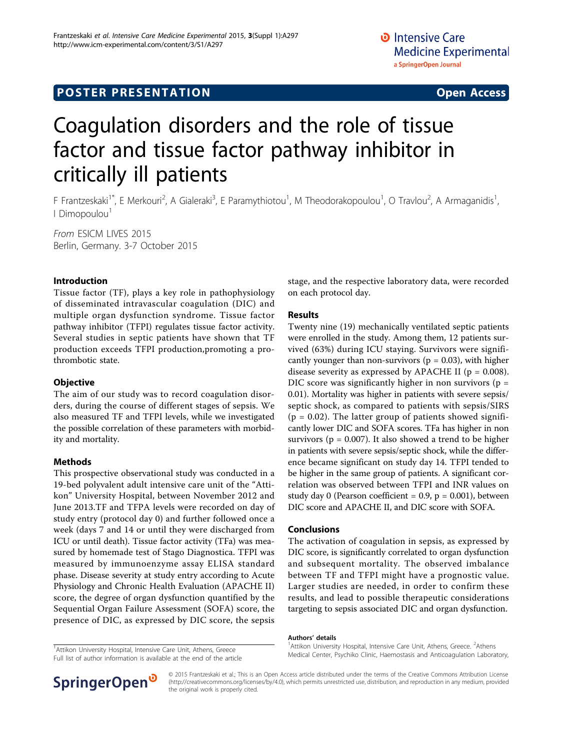POSTER PRESENTATION

Open Access

# Coagulation disorders and the role of tissue factor and tissue factor pathway inhibitor in critically ill patients

F Frantzeskaki[1*], E Merkouri[2], A Gialeraki[3], E Paramythiotou[1], M Theodorakopoulou[1], O Travlou[2], A Armaganidis[1], I Dimopoulou[1]

*From* ESICM LIVES 2015
Berlin, Germany. 3-7 October 2015

## Introduction

Tissue factor (TF), plays a key role in pathophysiology of disseminated intravascular coagulation (DIC) and multiple organ dysfunction syndrome. Tissue factor pathway inhibitor (TFPI) regulates tissue factor activity. Several studies in septic patients have shown that TF production exceeds TFPI production,promoting a prothrombotic state.

## Objective

The aim of our study was to record coagulation disorders, during the course of different stages of sepsis. We also measured TF and TFPI levels, while we investigated the possible correlation of these parameters with morbidity and mortality.

## Methods

This prospective observational study was conducted in a 19-bed polyvalent adult intensive care unit of the "Attikon" University Hospital, between November 2012 and June 2013.TF and TFPA levels were recorded on day of study entry (protocol day 0) and further followed once a week (days 7 and 14 or until they were discharged from ICU or until death). Tissue factor activity (TFa) was measured by homemade test of Stago Diagnostica. TFPI was measured by immunoenzyme assay ELISA standard phase. Disease severity at study entry according to Acute Physiology and Chronic Health Evaluation (APACHE II) score, the degree of organ dysfunction quantified by the Sequential Organ Failure Assessment (SOFA) score, the presence of DIC, as expressed by DIC score, the sepsis stage, and the respective laboratory data, were recorded on each protocol day.

## Results

Twenty nine (19) mechanically ventilated septic patients were enrolled in the study. Among them, 12 patients survived (63%) during ICU staying. Survivors were significantly younger than non-survivors ($p = 0.03$), with higher disease severity as expressed by APACHE II ($p = 0.008$). DIC score was significantly higher in non survivors ($p = 0.01$). Mortality was higher in patients with severe sepsis/septic shock, as compared to patients with sepsis/SIRS ($p = 0.02$). The latter group of patients showed significantly lower DIC and SOFA scores. TFa has higher in non survivors ($p = 0.007$). It also showed a trend to be higher in patients with severe sepsis/septic shock, while the difference became significant on study day 14. TFPI tended to be higher in the same group of patients. A significant correlation was observed between TFPI and INR values on study day 0 (Pearson coefficient = 0.9, $p = 0.001$), between DIC score and APACHE II, and DIC score with SOFA.

## Conclusions

The activation of coagulation in sepsis, as expressed by DIC score, is significantly correlated to organ dysfunction and subsequent mortality. The observed imbalance between TF and TFPI might have a prognostic value. Larger studies are needed, in order to confirm these results, and lead to possible therapeutic considerations targeting to sepsis associated DIC and organ dysfunction.

[1]Attikon University Hospital, Intensive Care Unit, Athens, Greece
Full list of author information is available at the end of the article

### Authors' details

[1]Attikon University Hospital, Intensive Care Unit, Athens, Greece. [2]Athens Medical Center, Psychiko Clinic, Haemostasis and Anticoagulation Laboratory,

© 2015 Frantzeskaki et al.; This is an Open Access article distributed under the terms of the Creative Commons Attribution License (http://creativecommons.org/licenses/by/4.0), which permits unrestricted use, distribution, and reproduction in any medium, provided the original work is properly cited.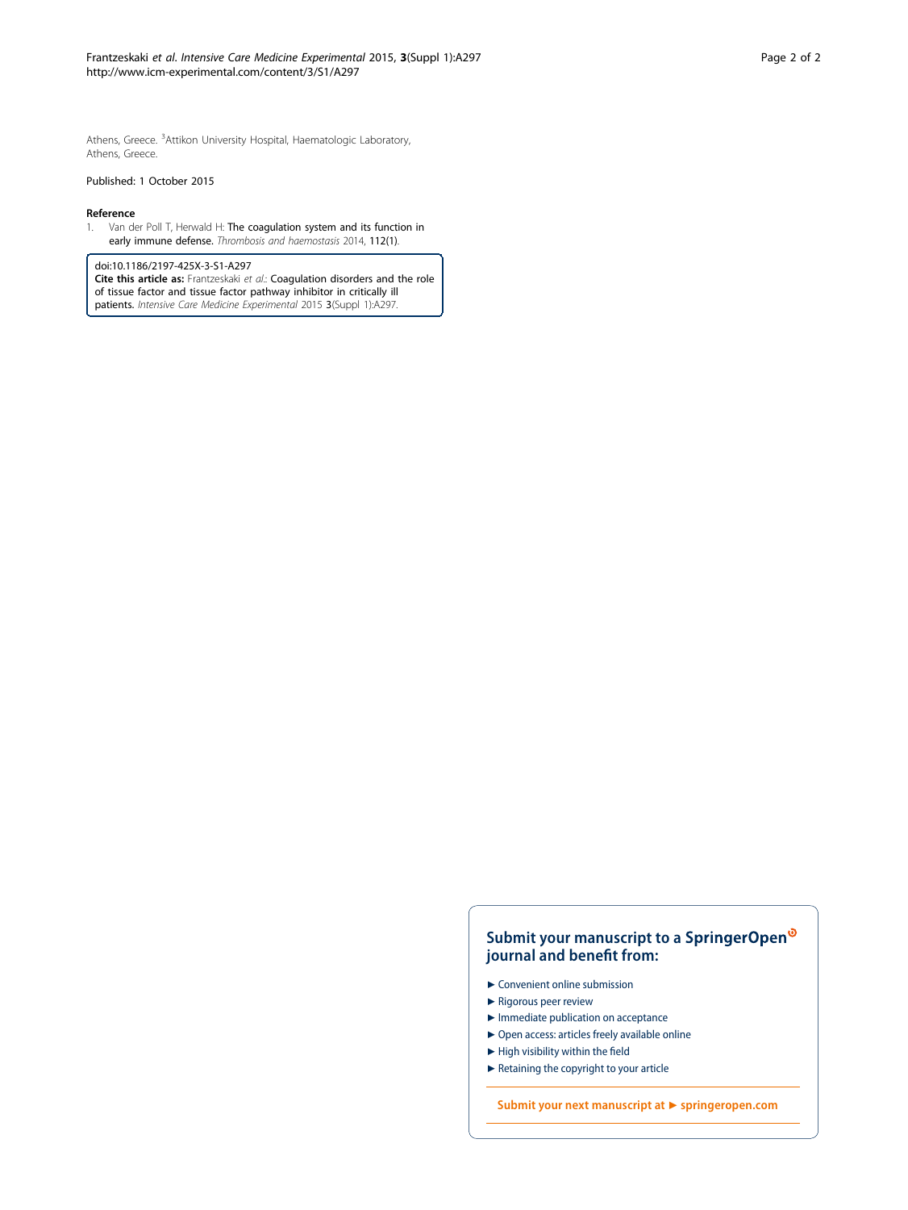Athens, Greece. [3]Attikon University Hospital, Haematologic Laboratory, Athens, Greece.

Published: 1 October 2015

**Reference**

1. Van der Poll T, Herwald H: The coagulation system and its function in early immune defense. *Thrombosis and haemostasis* 2014, 112(1).

doi:10.1186/2197-425X-3-S1-A297
**Cite this article as:** Frantzeskaki *et al.*: Coagulation disorders and the role of tissue factor and tissue factor pathway inhibitor in critically ill patients. *Intensive Care Medicine Experimental* 2015 **3**(Suppl 1):A297.

**Submit your manuscript to a SpringerOpen journal and benefit from:**

- ► Convenient online submission
- ► Rigorous peer review
- ► Immediate publication on acceptance
- ► Open access: articles freely available online
- ► High visibility within the field
- ► Retaining the copyright to your article

**Submit your next manuscript at ► springeropen.com**